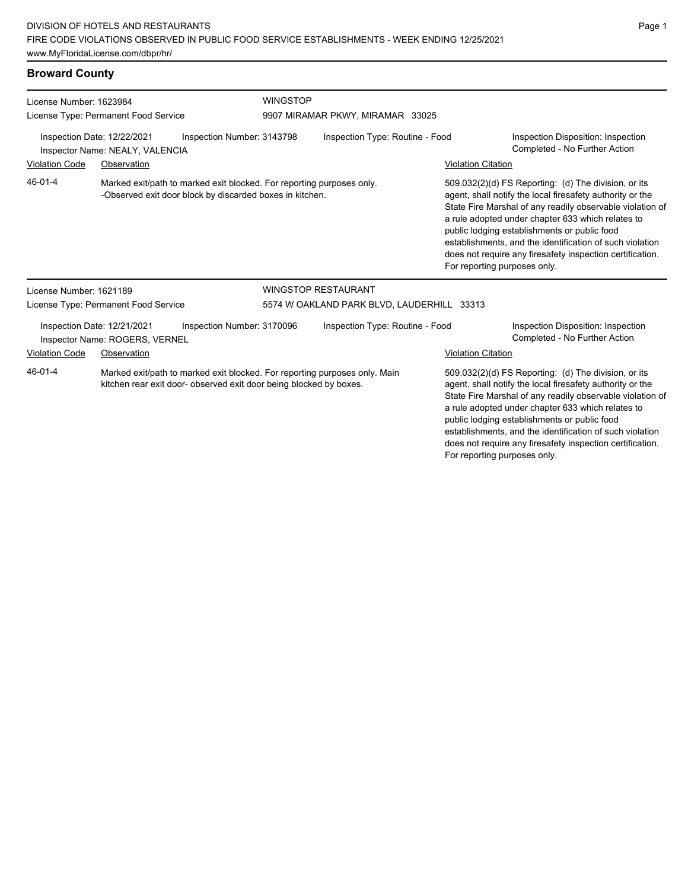## Broward County

License Number: 1623984
License Type: Permanent Food Service

**WINGSTOP**
9907 MIRAMAR PKWY, MIRAMAR 33025

Inspection Date: 12/22/2021
Inspector Name: NEALY, VALENCIA
Inspection Number: 3143798
Inspection Type: Routine - Food
Inspection Disposition: Inspection Completed - No Further Action

| Violation Code | Observation | Violation Citation |
|---|---|---|
| 46-01-4 | Marked exit/path to marked exit blocked. For reporting purposes only. -Observed exit door block by discarded boxes in kitchen. | 509.032(2)(d) FS Reporting: (d) The division, or its agent, shall notify the local firesafety authority or the State Fire Marshal of any readily observable violation of a rule adopted under chapter 633 which relates to public lodging establishments or public food establishments, and the identification of such violation does not require any firesafety inspection certification. For reporting purposes only. |

License Number: 1621189
License Type: Permanent Food Service

**WINGSTOP RESTAURANT**
5574 W OAKLAND PARK BLVD, LAUDERHILL 33313

Inspection Date: 12/21/2021
Inspector Name: ROGERS, VERNEL
Inspection Number: 3170096
Inspection Type: Routine - Food
Inspection Disposition: Inspection Completed - No Further Action

| Violation Code | Observation | Violation Citation |
|---|---|---|
| 46-01-4 | Marked exit/path to marked exit blocked. For reporting purposes only. Main kitchen rear exit door- observed exit door being blocked by boxes. | 509.032(2)(d) FS Reporting: (d) The division, or its agent, shall notify the local firesafety authority or the State Fire Marshal of any readily observable violation of a rule adopted under chapter 633 which relates to public lodging establishments or public food establishments, and the identification of such violation does not require any firesafety inspection certification. For reporting purposes only. |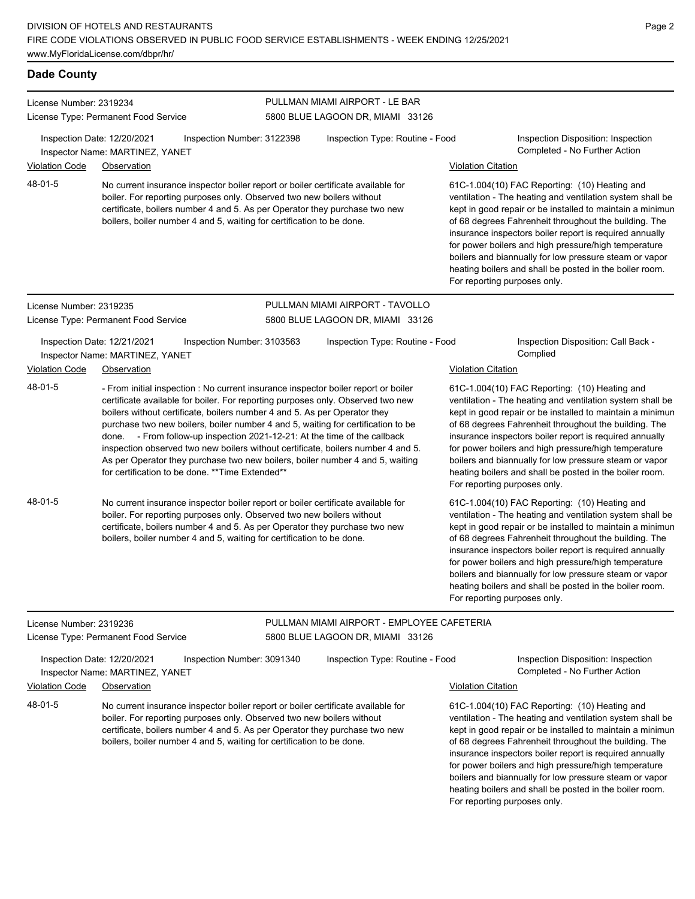## Dade County

**License Number:** 2319234
**License Type:** Permanent Food Service

**PULLMAN MIAMI AIRPORT - LE BAR**
5800 BLUE LAGOON DR, MIAMI 33126

**Inspection Date:** 12/20/2021 **Inspection Number:** 3122398 **Inspection Type:** Routine - Food **Inspection Disposition:** Inspection Completed - No Further Action
**Inspector Name:** MARTINEZ, YANET

| Violation Code | Observation | Violation Citation |
|---|---|---|
| 48-01-5 | No current insurance inspector boiler report or boiler certificate available for boiler. For reporting purposes only. Observed two new boilers without certificate, boilers number 4 and 5. As per Operator they purchase two new boilers, boiler number 4 and 5, waiting for certification to be done. | 61C-1.004(10) FAC Reporting: (10) Heating and ventilation - The heating and ventilation system shall be kept in good repair or be installed to maintain a minimun of 68 degrees Fahrenheit throughout the building. The insurance inspectors boiler report is required annually for power boilers and high pressure/high temperature boilers and biannually for low pressure steam or vapor heating boilers and shall be posted in the boiler room. For reporting purposes only. |

---

**License Number:** 2319235
**License Type:** Permanent Food Service

**PULLMAN MIAMI AIRPORT - TAVOLLO**
5800 BLUE LAGOON DR, MIAMI 33126

**Inspection Date:** 12/21/2021 **Inspection Number:** 3103563 **Inspection Type:** Routine - Food **Inspection Disposition:** Call Back - Complied
**Inspector Name:** MARTINEZ, YANET

| Violation Code | Observation | Violation Citation |
|---|---|---|
| 48-01-5 | - From initial inspection : No current insurance inspector boiler report or boiler certificate available for boiler. For reporting purposes only. Observed two new boilers without certificate, boilers number 4 and 5. As per Operator they purchase two new boilers, boiler number 4 and 5, waiting for certification to be done. - From follow-up inspection 2021-12-21: At the time of the callback inspection observed two new boilers without certificate, boilers number 4 and 5. As per Operator they purchase two new boilers, boiler number 4 and 5, waiting for certification to be done. **Time Extended** | 61C-1.004(10) FAC Reporting: (10) Heating and ventilation - The heating and ventilation system shall be kept in good repair or be installed to maintain a minimun of 68 degrees Fahrenheit throughout the building. The insurance inspectors boiler report is required annually for power boilers and high pressure/high temperature boilers and biannually for low pressure steam or vapor heating boilers and shall be posted in the boiler room. For reporting purposes only. |
| 48-01-5 | No current insurance inspector boiler report or boiler certificate available for boiler. For reporting purposes only. Observed two new boilers without certificate, boilers number 4 and 5. As per Operator they purchase two new boilers, boiler number 4 and 5, waiting for certification to be done. | 61C-1.004(10) FAC Reporting: (10) Heating and ventilation - The heating and ventilation system shall be kept in good repair or be installed to maintain a minimun of 68 degrees Fahrenheit throughout the building. The insurance inspectors boiler report is required annually for power boilers and high pressure/high temperature boilers and biannually for low pressure steam or vapor heating boilers and shall be posted in the boiler room. For reporting purposes only. |

---

**License Number:** 2319236
**License Type:** Permanent Food Service

**PULLMAN MIAMI AIRPORT - EMPLOYEE CAFETERIA**
5800 BLUE LAGOON DR, MIAMI 33126

**Inspection Date:** 12/20/2021 **Inspection Number:** 3091340 **Inspection Type:** Routine - Food **Inspection Disposition:** Inspection Completed - No Further Action
**Inspector Name:** MARTINEZ, YANET

| Violation Code | Observation | Violation Citation |
|---|---|---|
| 48-01-5 | No current insurance inspector boiler report or boiler certificate available for boiler. For reporting purposes only. Observed two new boilers without certificate, boilers number 4 and 5. As per Operator they purchase two new boilers, boiler number 4 and 5, waiting for certification to be done. | 61C-1.004(10) FAC Reporting: (10) Heating and ventilation - The heating and ventilation system shall be kept in good repair or be installed to maintain a minimun of 68 degrees Fahrenheit throughout the building. The insurance inspectors boiler report is required annually for power boilers and high pressure/high temperature boilers and biannually for low pressure steam or vapor heating boilers and shall be posted in the boiler room. For reporting purposes only. |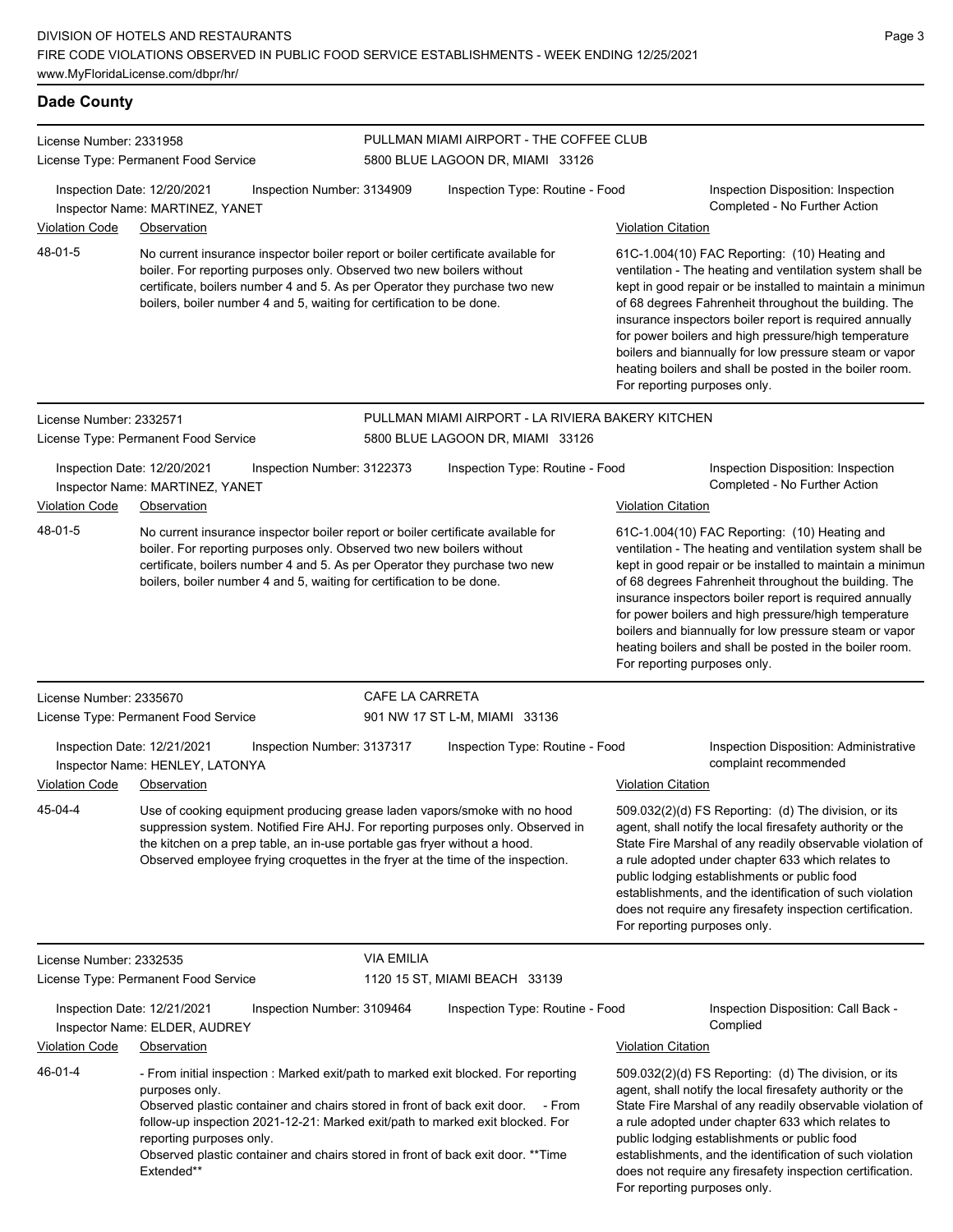## Dade County

**License Number:** 2331958
**License Type:** Permanent Food Service

**PULLMAN MIAMI AIRPORT - THE COFFEE CLUB**
5800 BLUE LAGOON DR, MIAMI 33126

Inspection Date: 12/20/2021 | Inspection Number: 3134909 | Inspection Type: Routine - Food | Inspection Disposition: Inspection Completed - No Further Action
Inspector Name: MARTINEZ, YANET

| Violation Code | Observation | Violation Citation |
|---|---|---|
| 48-01-5 | No current insurance inspector boiler report or boiler certificate available for boiler. For reporting purposes only. Observed two new boilers without certificate, boilers number 4 and 5. As per Operator they purchase two new boilers, boiler number 4 and 5, waiting for certification to be done. | 61C-1.004(10) FAC Reporting: (10) Heating and ventilation - The heating and ventilation system shall be kept in good repair or be installed to maintain a minimun of 68 degrees Fahrenheit throughout the building. The insurance inspectors boiler report is required annually for power boilers and high pressure/high temperature boilers and biannually for low pressure steam or vapor heating boilers and shall be posted in the boiler room. For reporting purposes only. |

**License Number:** 2332571
**License Type:** Permanent Food Service

**PULLMAN MIAMI AIRPORT - LA RIVIERA BAKERY KITCHEN**
5800 BLUE LAGOON DR, MIAMI 33126

Inspection Date: 12/20/2021 | Inspection Number: 3122373 | Inspection Type: Routine - Food | Inspection Disposition: Inspection Completed - No Further Action
Inspector Name: MARTINEZ, YANET

| Violation Code | Observation | Violation Citation |
|---|---|---|
| 48-01-5 | No current insurance inspector boiler report or boiler certificate available for boiler. For reporting purposes only. Observed two new boilers without certificate, boilers number 4 and 5. As per Operator they purchase two new boilers, boiler number 4 and 5, waiting for certification to be done. | 61C-1.004(10) FAC Reporting: (10) Heating and ventilation - The heating and ventilation system shall be kept in good repair or be installed to maintain a minimun of 68 degrees Fahrenheit throughout the building. The insurance inspectors boiler report is required annually for power boilers and high pressure/high temperature boilers and biannually for low pressure steam or vapor heating boilers and shall be posted in the boiler room. For reporting purposes only. |

**License Number:** 2335670
**License Type:** Permanent Food Service

**CAFE LA CARRETA**
901 NW 17 ST L-M, MIAMI 33136

Inspection Date: 12/21/2021 | Inspection Number: 3137317 | Inspection Type: Routine - Food | Inspection Disposition: Administrative complaint recommended
Inspector Name: HENLEY, LATONYA

| Violation Code | Observation | Violation Citation |
|---|---|---|
| 45-04-4 | Use of cooking equipment producing grease laden vapors/smoke with no hood suppression system. Notified Fire AHJ. For reporting purposes only. Observed in the kitchen on a prep table, an in-use portable gas fryer without a hood. Observed employee frying croquettes in the fryer at the time of the inspection. | 509.032(2)(d) FS Reporting: (d) The division, or its agent, shall notify the local firesafety authority or the State Fire Marshal of any readily observable violation of a rule adopted under chapter 633 which relates to public lodging establishments or public food establishments, and the identification of such violation does not require any firesafety inspection certification. For reporting purposes only. |

**License Number:** 2332535
**License Type:** Permanent Food Service

**VIA EMILIA**
1120 15 ST, MIAMI BEACH 33139

Inspection Date: 12/21/2021 | Inspection Number: 3109464 | Inspection Type: Routine - Food | Inspection Disposition: Call Back - Complied
Inspector Name: ELDER, AUDREY

| Violation Code | Observation | Violation Citation |
|---|---|---|
| 46-01-4 | - From initial inspection : Marked exit/path to marked exit blocked. For reporting purposes only. Observed plastic container and chairs stored in front of back exit door. - From follow-up inspection 2021-12-21: Marked exit/path to marked exit blocked. For reporting purposes only. Observed plastic container and chairs stored in front of back exit door. **Time Extended** | 509.032(2)(d) FS Reporting: (d) The division, or its agent, shall notify the local firesafety authority or the State Fire Marshal of any readily observable violation of a rule adopted under chapter 633 which relates to public lodging establishments or public food establishments, and the identification of such violation does not require any firesafety inspection certification. For reporting purposes only. |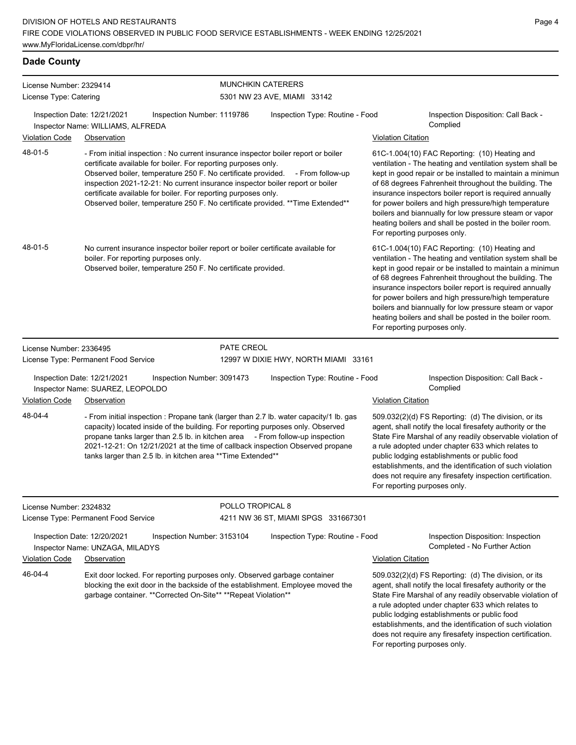## Dade County

**License Number:** 2329414
**License Type:** Catering

**MUNCHKIN CATERERS**
5301 NW 23 AVE, MIAMI 33142

Inspection Date: 12/21/2021 | Inspection Number: 1119786 | Inspection Type: Routine - Food | Inspection Disposition: Call Back - Complied
Inspector Name: WILLIAMS, ALFREDA

| Violation Code | Observation | Violation Citation |
|---|---|---|
| 48-01-5 | - From initial inspection : No current insurance inspector boiler report or boiler certificate available for boiler. For reporting purposes only. Observed boiler, temperature 250 F. No certificate provided. - From follow-up inspection 2021-12-21: No current insurance inspector boiler report or boiler certificate available for boiler. For reporting purposes only. Observed boiler, temperature 250 F. No certificate provided. **Time Extended** | 61C-1.004(10) FAC Reporting: (10) Heating and ventilation - The heating and ventilation system shall be kept in good repair or be installed to maintain a minimun of 68 degrees Fahrenheit throughout the building. The insurance inspectors boiler report is required annually for power boilers and high pressure/high temperature boilers and biannually for low pressure steam or vapor heating boilers and shall be posted in the boiler room. For reporting purposes only. |
| 48-01-5 | No current insurance inspector boiler report or boiler certificate available for boiler. For reporting purposes only. Observed boiler, temperature 250 F. No certificate provided. | 61C-1.004(10) FAC Reporting: (10) Heating and ventilation - The heating and ventilation system shall be kept in good repair or be installed to maintain a minimun of 68 degrees Fahrenheit throughout the building. The insurance inspectors boiler report is required annually for power boilers and high pressure/high temperature boilers and biannually for low pressure steam or vapor heating boilers and shall be posted in the boiler room. For reporting purposes only. |

**License Number:** 2336495
**License Type:** Permanent Food Service

**PATE CREOL**
12997 W DIXIE HWY, NORTH MIAMI 33161

Inspection Date: 12/21/2021 | Inspection Number: 3091473 | Inspection Type: Routine - Food | Inspection Disposition: Call Back - Complied
Inspector Name: SUAREZ, LEOPOLDO

| Violation Code | Observation | Violation Citation |
|---|---|---|
| 48-04-4 | - From initial inspection : Propane tank (larger than 2.7 lb. water capacity/1 lb. gas capacity) located inside of the building. For reporting purposes only. Observed propane tanks larger than 2.5 lb. in kitchen area - From follow-up inspection 2021-12-21: On 12/21/2021 at the time of callback inspection Observed propane tanks larger than 2.5 lb. in kitchen area **Time Extended** | 509.032(2)(d) FS Reporting: (d) The division, or its agent, shall notify the local firesafety authority or the State Fire Marshal of any readily observable violation of a rule adopted under chapter 633 which relates to public lodging establishments or public food establishments, and the identification of such violation does not require any firesafety inspection certification. For reporting purposes only. |

**License Number:** 2324832
**License Type:** Permanent Food Service

**POLLO TROPICAL 8**
4211 NW 36 ST, MIAMI SPGS 331667301

Inspection Date: 12/20/2021 | Inspection Number: 3153104 | Inspection Type: Routine - Food | Inspection Disposition: Inspection Completed - No Further Action
Inspector Name: UNZAGA, MILADYS

| Violation Code | Observation | Violation Citation |
|---|---|---|
| 46-04-4 | Exit door locked. For reporting purposes only. Observed garbage container blocking the exit door in the backside of the establishment. Employee moved the garbage container. **Corrected On-Site** **Repeat Violation** | 509.032(2)(d) FS Reporting: (d) The division, or its agent, shall notify the local firesafety authority or the State Fire Marshal of any readily observable violation of a rule adopted under chapter 633 which relates to public lodging establishments or public food establishments, and the identification of such violation does not require any firesafety inspection certification. For reporting purposes only. |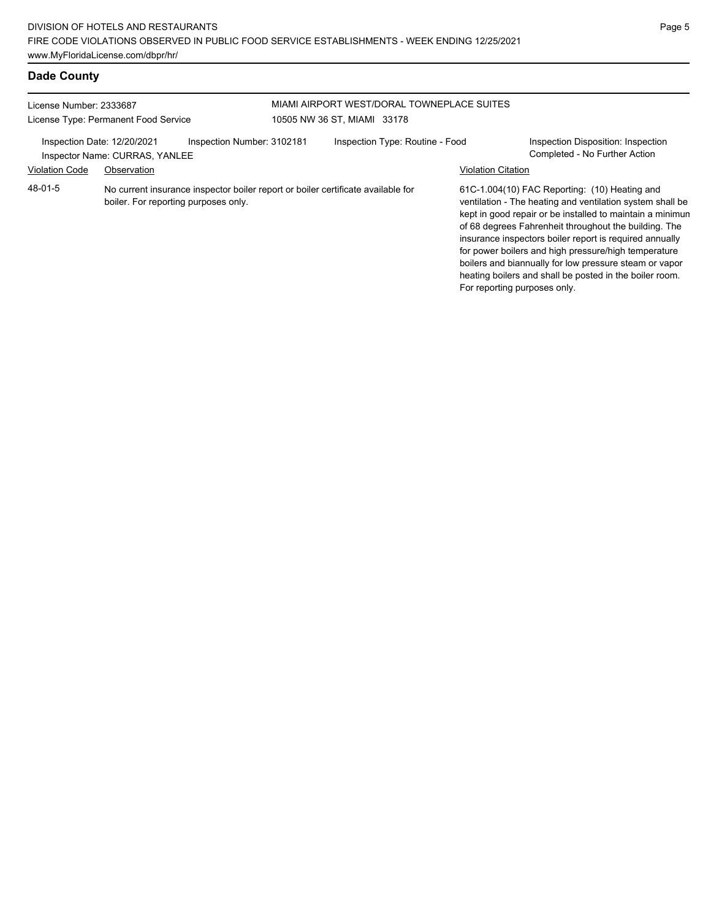## Dade County

License Number: 2333687
License Type: Permanent Food Service

MIAMI AIRPORT WEST/DORAL TOWNEPLACE SUITES
10505 NW 36 ST, MIAMI 33178

Inspection Date: 12/20/2021
Inspector Name: CURRAS, YANLEE
Inspection Number: 3102181
Inspection Type: Routine - Food
Inspection Disposition: Inspection Completed - No Further Action

| Violation Code | Observation | Violation Citation |
| --- | --- | --- |
| 48-01-5 | No current insurance inspector boiler report or boiler certificate available for boiler. For reporting purposes only. | 61C-1.004(10) FAC Reporting: (10) Heating and ventilation - The heating and ventilation system shall be kept in good repair or be installed to maintain a minimun of 68 degrees Fahrenheit throughout the building. The insurance inspectors boiler report is required annually for power boilers and high pressure/high temperature boilers and biannually for low pressure steam or vapor heating boilers and shall be posted in the boiler room. For reporting purposes only. |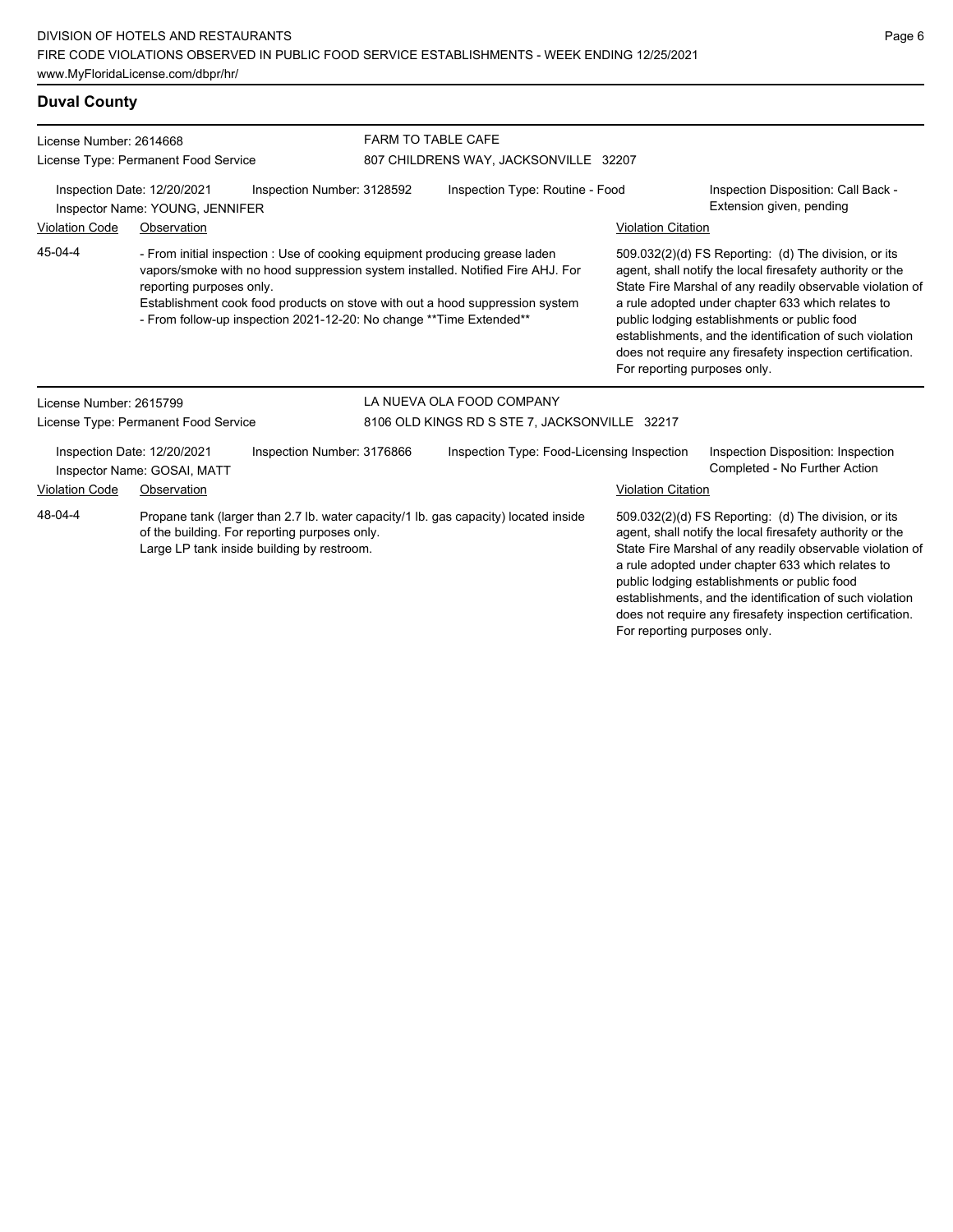## Duval County

License Number: 2614668
License Type: Permanent Food Service

**FARM TO TABLE CAFE**
807 CHILDRENS WAY, JACKSONVILLE 32207

Inspection Date: 12/20/2021
Inspector Name: YOUNG, JENNIFER
Inspection Number: 3128592
Inspection Type: Routine - Food
Inspection Disposition: Call Back - Extension given, pending

| Violation Code | Observation | Violation Citation |
|---|---|---|
| 45-04-4 | - From initial inspection : Use of cooking equipment producing grease laden vapors/smoke with no hood suppression system installed. Notified Fire AHJ. For reporting purposes only. Establishment cook food products on stove with out a hood suppression system - From follow-up inspection 2021-12-20: No change **Time Extended** | 509.032(2)(d) FS Reporting: (d) The division, or its agent, shall notify the local firesafety authority or the State Fire Marshal of any readily observable violation of a rule adopted under chapter 633 which relates to public lodging establishments or public food establishments, and the identification of such violation does not require any firesafety inspection certification. For reporting purposes only. |

License Number: 2615799
License Type: Permanent Food Service

**LA NUEVA OLA FOOD COMPANY**
8106 OLD KINGS RD S STE 7, JACKSONVILLE 32217

Inspection Date: 12/20/2021
Inspector Name: GOSAI, MATT
Inspection Number: 3176866
Inspection Type: Food-Licensing Inspection
Inspection Disposition: Inspection Completed - No Further Action

| Violation Code | Observation | Violation Citation |
|---|---|---|
| 48-04-4 | Propane tank (larger than 2.7 lb. water capacity/1 lb. gas capacity) located inside of the building. For reporting purposes only. Large LP tank inside building by restroom. | 509.032(2)(d) FS Reporting: (d) The division, or its agent, shall notify the local firesafety authority or the State Fire Marshal of any readily observable violation of a rule adopted under chapter 633 which relates to public lodging establishments or public food establishments, and the identification of such violation does not require any firesafety inspection certification. For reporting purposes only. |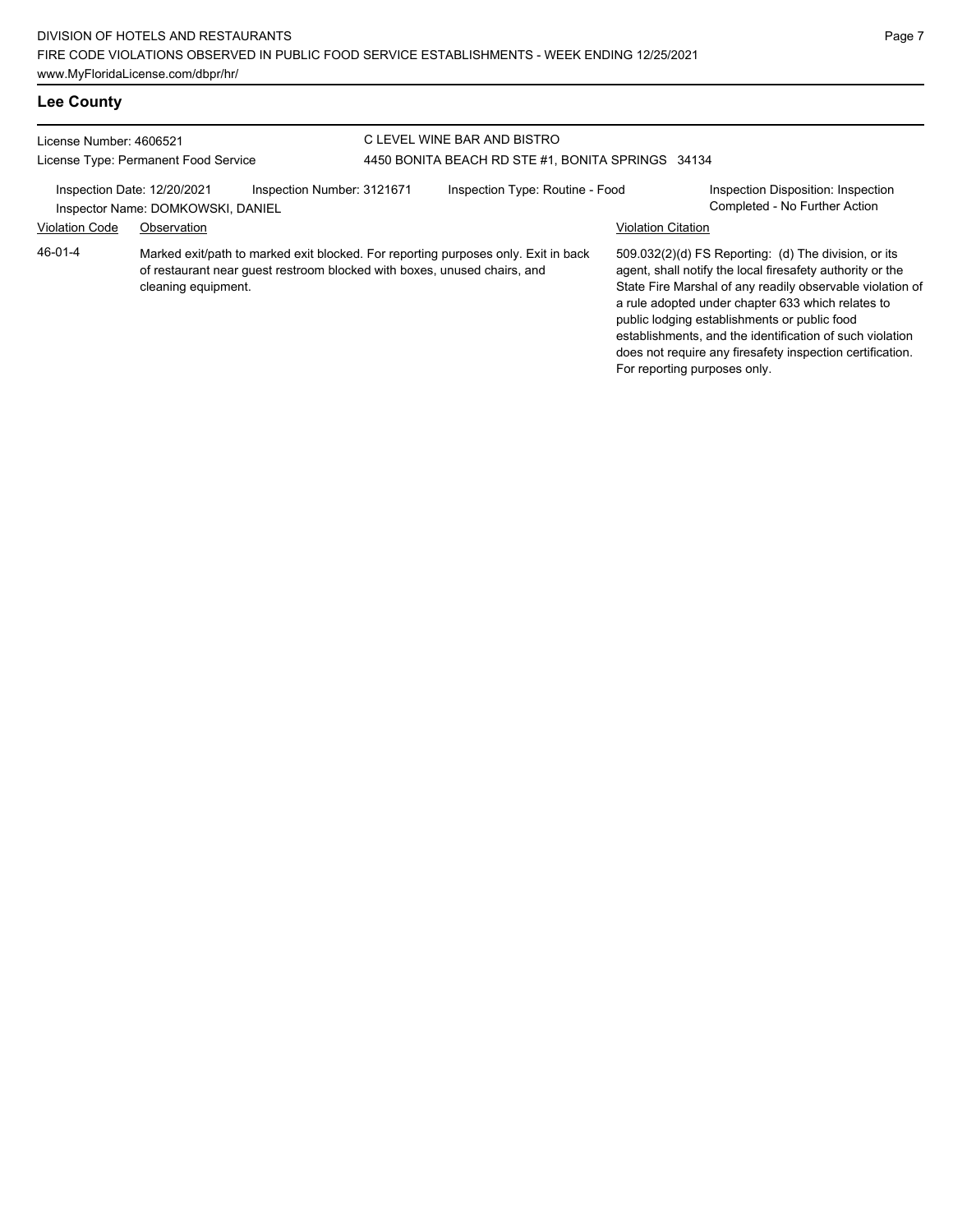## Lee County

License Number: 4606521
License Type: Permanent Food Service

C LEVEL WINE BAR AND BISTRO
4450 BONITA BEACH RD STE #1, BONITA SPRINGS 34134

Inspection Date: 12/20/2021
Inspection Number: 3121671
Inspection Type: Routine - Food
Inspection Disposition: Inspection Completed - No Further Action
Inspector Name: DOMKOWSKI, DANIEL

| Violation Code | Observation | Violation Citation |
|---|---|---|
| 46-01-4 | Marked exit/path to marked exit blocked. For reporting purposes only. Exit in back of restaurant near guest restroom blocked with boxes, unused chairs, and cleaning equipment. | 509.032(2)(d) FS Reporting: (d) The division, or its agent, shall notify the local firesafety authority or the State Fire Marshal of any readily observable violation of a rule adopted under chapter 633 which relates to public lodging establishments or public food establishments, and the identification of such violation does not require any firesafety inspection certification. For reporting purposes only. |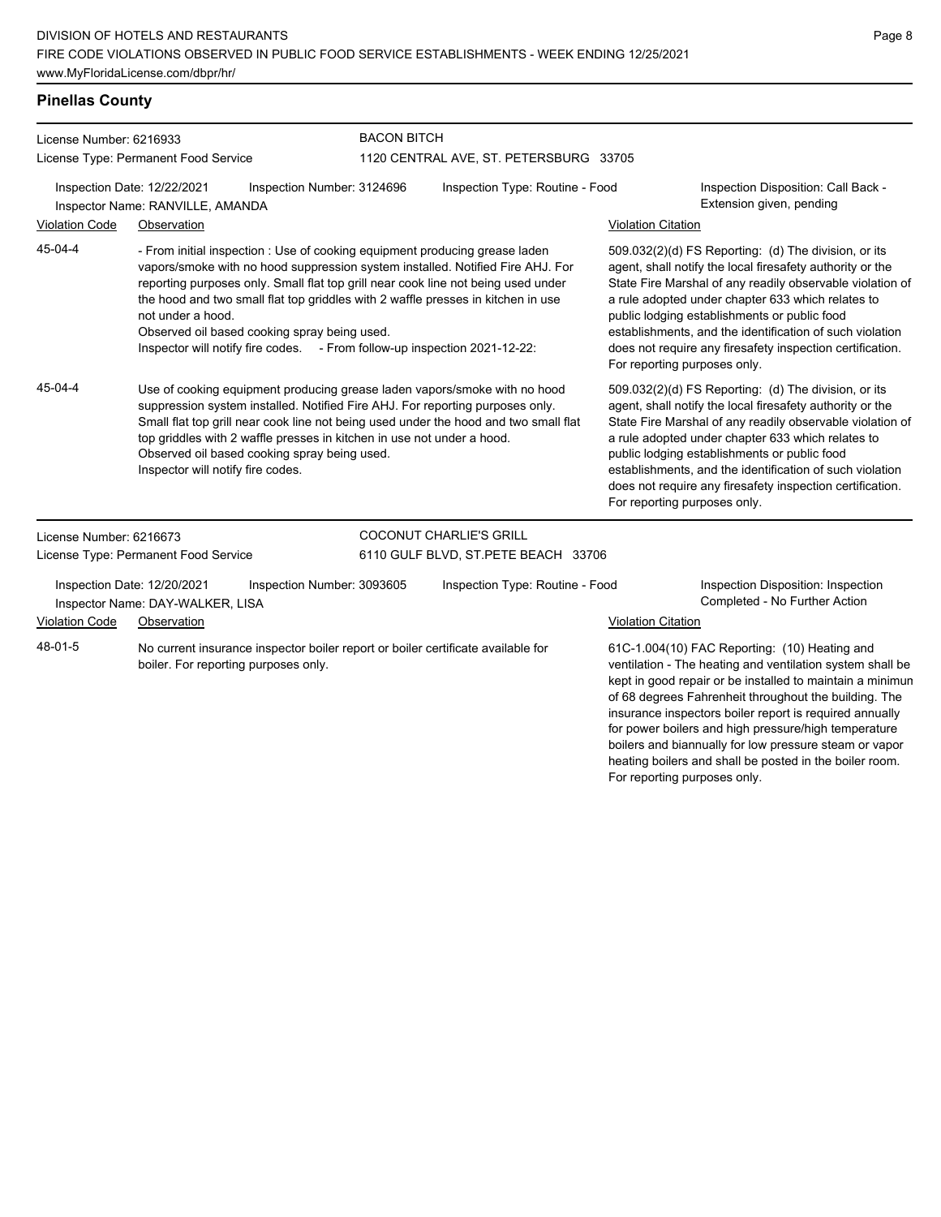## Pinellas County

License Number: 6216933
License Type: Permanent Food Service

**BACON BITCH**
1120 CENTRAL AVE, ST. PETERSBURG 33705

Inspection Date: 12/22/2021
Inspector Name: RANVILLE, AMANDA
Inspection Number: 3124696
Inspection Type: Routine - Food
Inspection Disposition: Call Back - Extension given, pending

| Violation Code | Observation | Violation Citation |
| --- | --- | --- |
| 45-04-4 | - From initial inspection : Use of cooking equipment producing grease laden vapors/smoke with no hood suppression system installed. Notified Fire AHJ. For reporting purposes only. Small flat top grill near cook line not being used under the hood and two small flat top griddles with 2 waffle presses in kitchen in use not under a hood. Observed oil based cooking spray being used. Inspector will notify fire codes. - From follow-up inspection 2021-12-22: | 509.032(2)(d) FS Reporting: (d) The division, or its agent, shall notify the local firesafety authority or the State Fire Marshal of any readily observable violation of a rule adopted under chapter 633 which relates to public lodging establishments or public food establishments, and the identification of such violation does not require any firesafety inspection certification. For reporting purposes only. |
| 45-04-4 | Use of cooking equipment producing grease laden vapors/smoke with no hood suppression system installed. Notified Fire AHJ. For reporting purposes only. Small flat top grill near cook line not being used under the hood and two small flat top griddles with 2 waffle presses in kitchen in use not under a hood. Observed oil based cooking spray being used. Inspector will notify fire codes. | 509.032(2)(d) FS Reporting: (d) The division, or its agent, shall notify the local firesafety authority or the State Fire Marshal of any readily observable violation of a rule adopted under chapter 633 which relates to public lodging establishments or public food establishments, and the identification of such violation does not require any firesafety inspection certification. For reporting purposes only. |

License Number: 6216673
License Type: Permanent Food Service

**COCONUT CHARLIE'S GRILL**
6110 GULF BLVD, ST.PETE BEACH 33706

Inspection Date: 12/20/2021
Inspector Name: DAY-WALKER, LISA
Inspection Number: 3093605
Inspection Type: Routine - Food
Inspection Disposition: Inspection Completed - No Further Action

| Violation Code | Observation | Violation Citation |
| --- | --- | --- |
| 48-01-5 | No current insurance inspector boiler report or boiler certificate available for boiler. For reporting purposes only. | 61C-1.004(10) FAC Reporting: (10) Heating and ventilation - The heating and ventilation system shall be kept in good repair or be installed to maintain a minimun of 68 degrees Fahrenheit throughout the building. The insurance inspectors boiler report is required annually for power boilers and high pressure/high temperature boilers and biannually for low pressure steam or vapor heating boilers and shall be posted in the boiler room. For reporting purposes only. |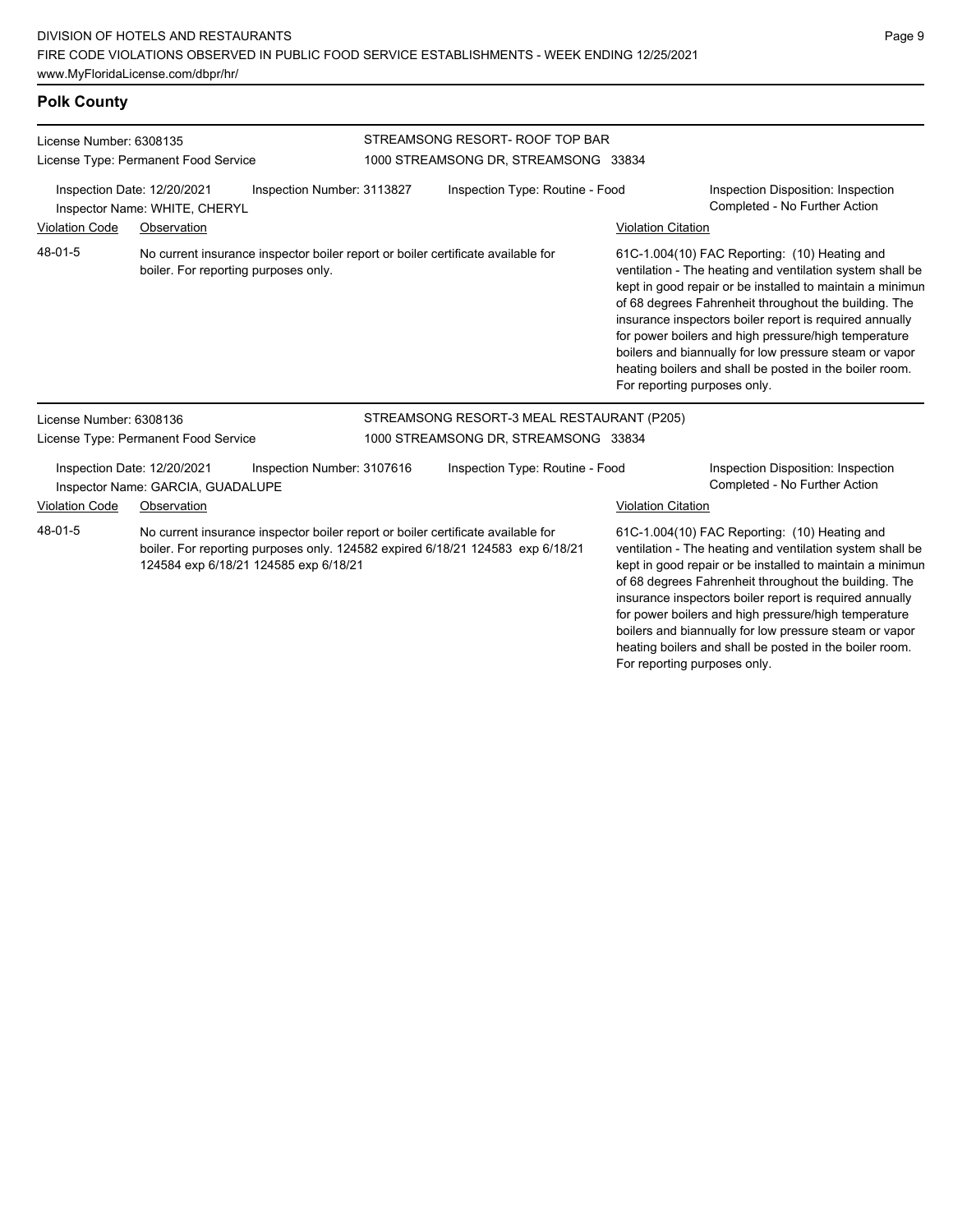## Polk County

License Number: 6308135
License Type: Permanent Food Service

STREAMSONG RESORT- ROOF TOP BAR
1000 STREAMSONG DR, STREAMSONG 33834

Inspection Date: 12/20/2021 | Inspection Number: 3113827 | Inspection Type: Routine - Food | Inspection Disposition: Inspection Completed - No Further Action
Inspector Name: WHITE, CHERYL

| Violation Code | Observation | Violation Citation |
|---|---|---|
| 48-01-5 | No current insurance inspector boiler report or boiler certificate available for boiler. For reporting purposes only. | 61C-1.004(10) FAC Reporting: (10) Heating and ventilation - The heating and ventilation system shall be kept in good repair or be installed to maintain a minimun of 68 degrees Fahrenheit throughout the building. The insurance inspectors boiler report is required annually for power boilers and high pressure/high temperature boilers and biannually for low pressure steam or vapor heating boilers and shall be posted in the boiler room. For reporting purposes only. |

License Number: 6308136
License Type: Permanent Food Service

STREAMSONG RESORT-3 MEAL RESTAURANT (P205)
1000 STREAMSONG DR, STREAMSONG 33834

Inspection Date: 12/20/2021 | Inspection Number: 3107616 | Inspection Type: Routine - Food | Inspection Disposition: Inspection Completed - No Further Action
Inspector Name: GARCIA, GUADALUPE

| Violation Code | Observation | Violation Citation |
|---|---|---|
| 48-01-5 | No current insurance inspector boiler report or boiler certificate available for boiler. For reporting purposes only. 124582 expired 6/18/21 124583 exp 6/18/21 124584 exp 6/18/21 124585 exp 6/18/21 | 61C-1.004(10) FAC Reporting: (10) Heating and ventilation - The heating and ventilation system shall be kept in good repair or be installed to maintain a minimun of 68 degrees Fahrenheit throughout the building. The insurance inspectors boiler report is required annually for power boilers and high pressure/high temperature boilers and biannually for low pressure steam or vapor heating boilers and shall be posted in the boiler room. For reporting purposes only. |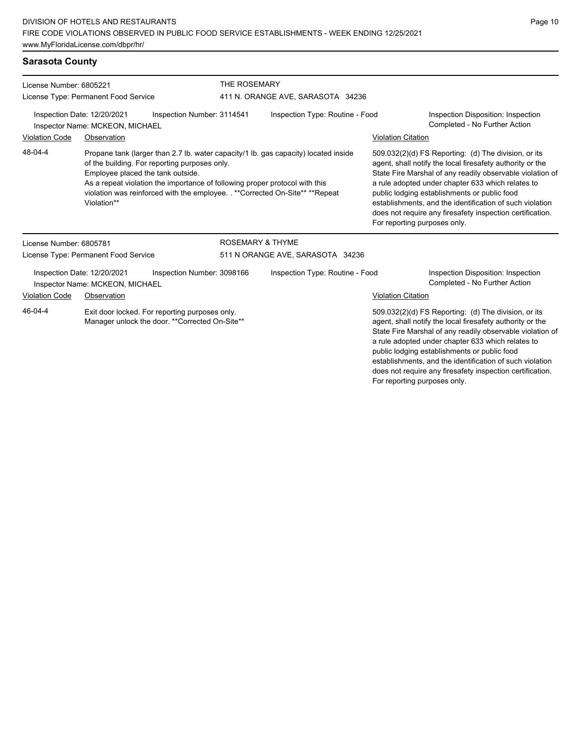## Sarasota County

License Number: 6805221
License Type: Permanent Food Service

THE ROSEMARY
411 N. ORANGE AVE, SARASOTA 34236

Inspection Date: 12/20/2021
Inspection Number: 3114541
Inspection Type: Routine - Food
Inspection Disposition: Inspection Completed - No Further Action
Inspector Name: MCKEON, MICHAEL

| Violation Code | Observation | Violation Citation |
| --- | --- | --- |
| 48-04-4 | Propane tank (larger than 2.7 lb. water capacity/1 lb. gas capacity) located inside of the building. For reporting purposes only. Employee placed the tank outside. As a repeat violation the importance of following proper protocol with this violation was reinforced with the employee. . **Corrected On-Site** **Repeat Violation** | 509.032(2)(d) FS Reporting: (d) The division, or its agent, shall notify the local firesafety authority or the State Fire Marshal of any readily observable violation of a rule adopted under chapter 633 which relates to public lodging establishments or public food establishments, and the identification of such violation does not require any firesafety inspection certification. For reporting purposes only. |

License Number: 6805781
License Type: Permanent Food Service

ROSEMARY & THYME
511 N ORANGE AVE, SARASOTA 34236

Inspection Date: 12/20/2021
Inspection Number: 3098166
Inspection Type: Routine - Food
Inspection Disposition: Inspection Completed - No Further Action
Inspector Name: MCKEON, MICHAEL

| Violation Code | Observation | Violation Citation |
| --- | --- | --- |
| 46-04-4 | Exit door locked. For reporting purposes only. Manager unlock the door. **Corrected On-Site** | 509.032(2)(d) FS Reporting: (d) The division, or its agent, shall notify the local firesafety authority or the State Fire Marshal of any readily observable violation of a rule adopted under chapter 633 which relates to public lodging establishments or public food establishments, and the identification of such violation does not require any firesafety inspection certification. For reporting purposes only. |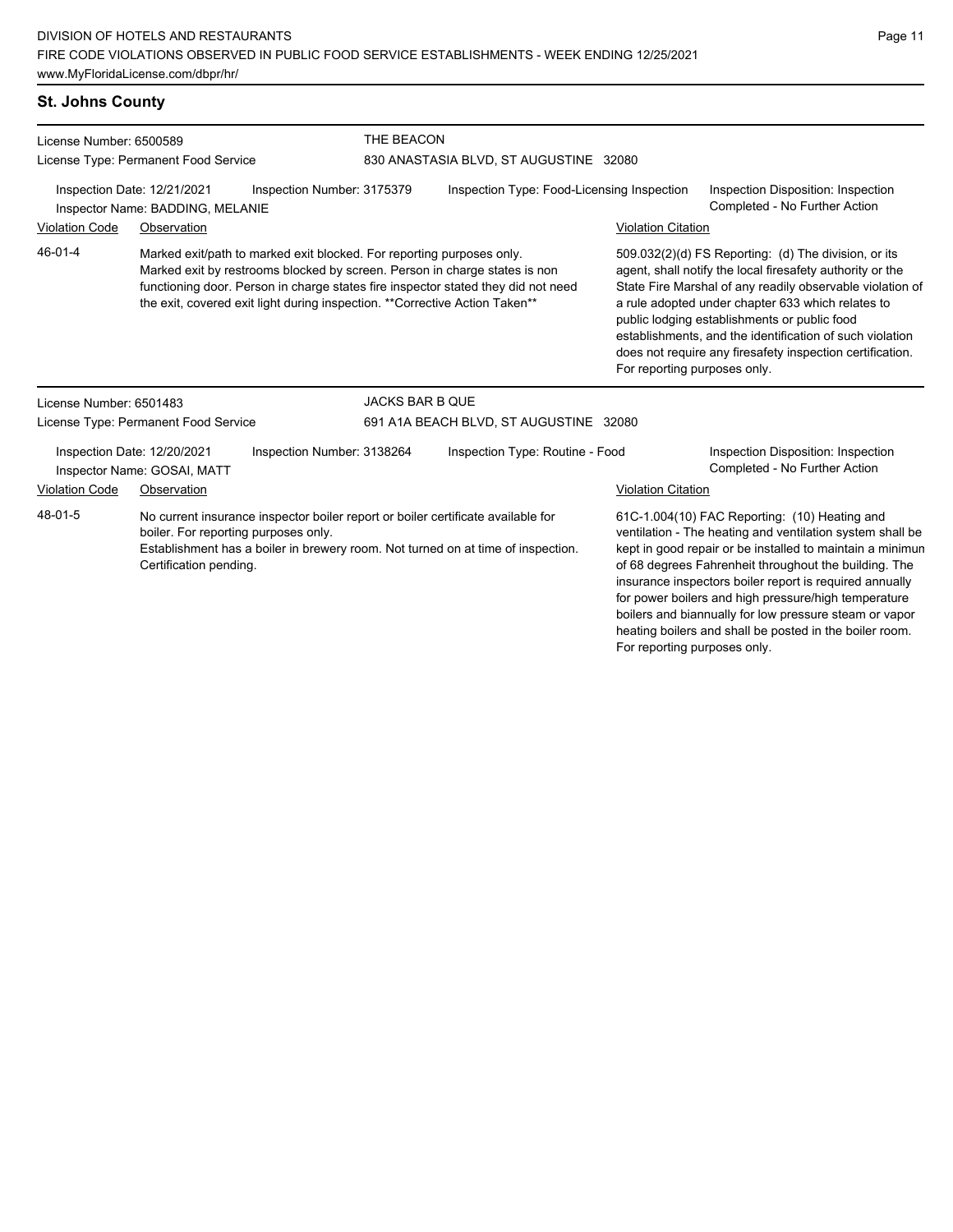## St. Johns County

License Number: 6500589
License Type: Permanent Food Service

THE BEACON
830 ANASTASIA BLVD, ST AUGUSTINE 32080

Inspection Date: 12/21/2021
Inspector Name: BADDING, MELANIE
Inspection Number: 3175379
Inspection Type: Food-Licensing Inspection
Inspection Disposition: Inspection Completed - No Further Action

| Violation Code | Observation | Violation Citation |
|---|---|---|
| 46-01-4 | Marked exit/path to marked exit blocked. For reporting purposes only. Marked exit by restrooms blocked by screen. Person in charge states is non functioning door. Person in charge states fire inspector stated they did not need the exit, covered exit light during inspection. **Corrective Action Taken** | 509.032(2)(d) FS Reporting: (d) The division, or its agent, shall notify the local firesafety authority or the State Fire Marshal of any readily observable violation of a rule adopted under chapter 633 which relates to public lodging establishments or public food establishments, and the identification of such violation does not require any firesafety inspection certification. For reporting purposes only. |

License Number: 6501483
License Type: Permanent Food Service

JACKS BAR B QUE
691 A1A BEACH BLVD, ST AUGUSTINE 32080

Inspection Date: 12/20/2021
Inspector Name: GOSAI, MATT
Inspection Number: 3138264
Inspection Type: Routine - Food
Inspection Disposition: Inspection Completed - No Further Action

| Violation Code | Observation | Violation Citation |
|---|---|---|
| 48-01-5 | No current insurance inspector boiler report or boiler certificate available for boiler. For reporting purposes only. Establishment has a boiler in brewery room. Not turned on at time of inspection. Certification pending. | 61C-1.004(10) FAC Reporting: (10) Heating and ventilation - The heating and ventilation system shall be kept in good repair or be installed to maintain a minimun of 68 degrees Fahrenheit throughout the building. The insurance inspectors boiler report is required annually for power boilers and high pressure/high temperature boilers and biannually for low pressure steam or vapor heating boilers and shall be posted in the boiler room. For reporting purposes only. |